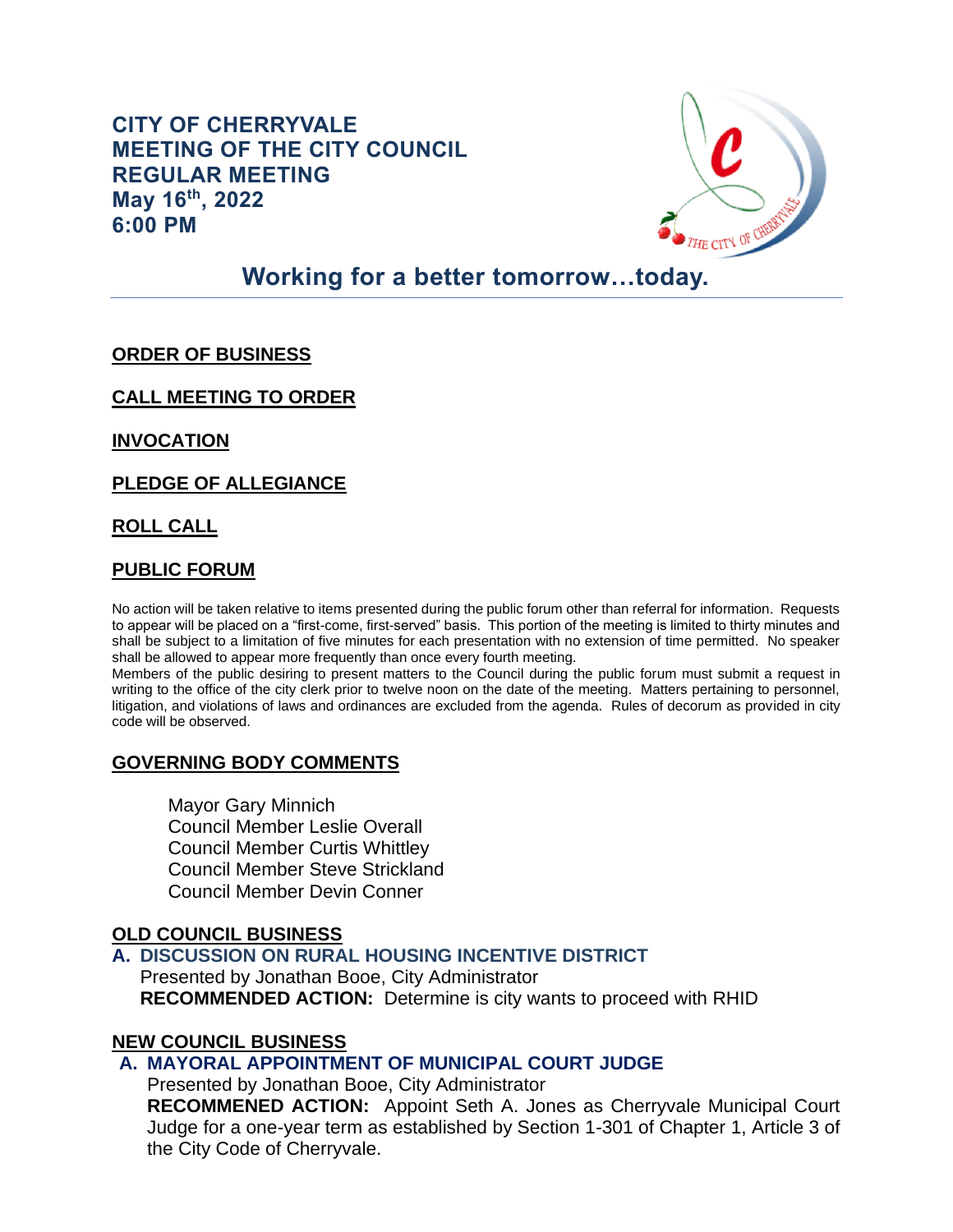# CITY OF CHERRYVALE
# MEETING OF THE CITY COUNCIL
# REGULAR MEETING
# May 16th, 2022
# 6:00 PM

## Working for a better tomorrow…today.

**ORDER OF BUSINESS**

**CALL MEETING TO ORDER**

**INVOCATION**

**PLEDGE OF ALLEGIANCE**

**ROLL CALL**

**PUBLIC FORUM**

No action will be taken relative to items presented during the public forum other than referral for information. Requests to appear will be placed on a "first-come, first-served" basis. This portion of the meeting is limited to thirty minutes and shall be subject to a limitation of five minutes for each presentation with no extension of time permitted. No speaker shall be allowed to appear more frequently than once every fourth meeting.
Members of the public desiring to present matters to the Council during the public forum must submit a request in writing to the office of the city clerk prior to twelve noon on the date of the meeting. Matters pertaining to personnel, litigation, and violations of laws and ordinances are excluded from the agenda. Rules of decorum as provided in city code will be observed.

**GOVERNING BODY COMMENTS**

Mayor Gary Minnich
Council Member Leslie Overall
Council Member Curtis Whittley
Council Member Steve Strickland
Council Member Devin Conner

**OLD COUNCIL BUSINESS**

**A. DISCUSSION ON RURAL HOUSING INCENTIVE DISTRICT**
Presented by Jonathan Booe, City Administrator
**RECOMMENDED ACTION:** Determine is city wants to proceed with RHID

**NEW COUNCIL BUSINESS**

**A. MAYORAL APPOINTMENT OF MUNICIPAL COURT JUDGE**
Presented by Jonathan Booe, City Administrator
**RECOMMENED ACTION:** Appoint Seth A. Jones as Cherryvale Municipal Court Judge for a one-year term as established by Section 1-301 of Chapter 1, Article 3 of the City Code of Cherryvale.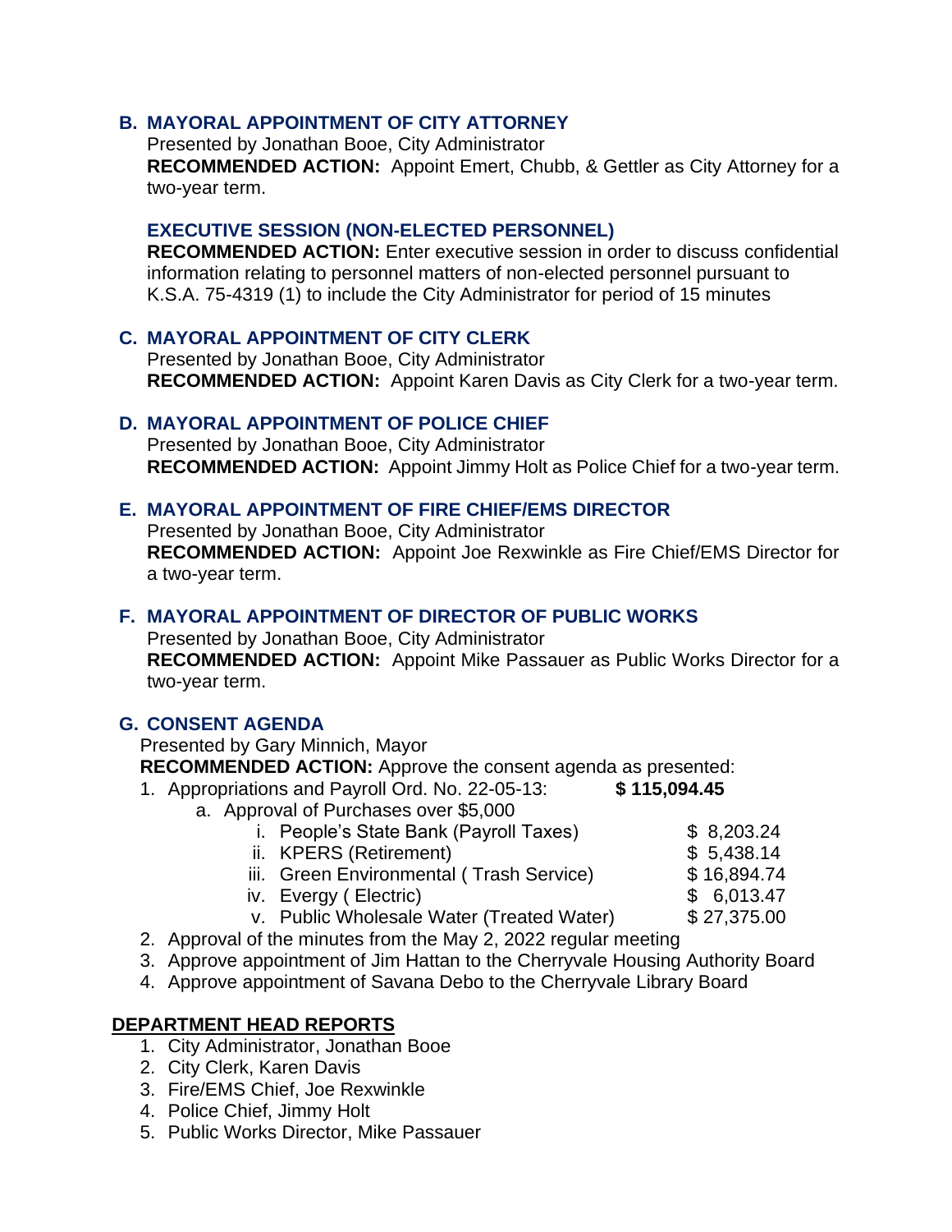### B. MAYORAL APPOINTMENT OF CITY ATTORNEY

Presented by Jonathan Booe, City Administrator
**RECOMMENDED ACTION:** Appoint Emert, Chubb, & Gettler as City Attorney for a two-year term.

### EXECUTIVE SESSION (NON-ELECTED PERSONNEL)

**RECOMMENDED ACTION:** Enter executive session in order to discuss confidential information relating to personnel matters of non-elected personnel pursuant to K.S.A. 75-4319 (1) to include the City Administrator for period of 15 minutes

### C. MAYORAL APPOINTMENT OF CITY CLERK

Presented by Jonathan Booe, City Administrator
**RECOMMENDED ACTION:** Appoint Karen Davis as City Clerk for a two-year term.

### D. MAYORAL APPOINTMENT OF POLICE CHIEF

Presented by Jonathan Booe, City Administrator
**RECOMMENDED ACTION:** Appoint Jimmy Holt as Police Chief for a two-year term.

### E. MAYORAL APPOINTMENT OF FIRE CHIEF/EMS DIRECTOR

Presented by Jonathan Booe, City Administrator
**RECOMMENDED ACTION:** Appoint Joe Rexwinkle as Fire Chief/EMS Director for a two-year term.

### F. MAYORAL APPOINTMENT OF DIRECTOR OF PUBLIC WORKS

Presented by Jonathan Booe, City Administrator
**RECOMMENDED ACTION:** Appoint Mike Passauer as Public Works Director for a two-year term.

### G. CONSENT AGENDA

Presented by Gary Minnich, Mayor
**RECOMMENDED ACTION:** Approve the consent agenda as presented:

1. Appropriations and Payroll Ord. No. 22-05-13: **$ 115,094.45**
   a. Approval of Purchases over $5,000
      i. People's State Bank (Payroll Taxes) $ 8,203.24
      ii. KPERS (Retirement) $ 5,438.14
      iii. Green Environmental ( Trash Service) $ 16,894.74
      iv. Evergy ( Electric) $ 6,013.47
      v. Public Wholesale Water (Treated Water) $ 27,375.00
2. Approval of the minutes from the May 2, 2022 regular meeting
3. Approve appointment of Jim Hattan to the Cherryvale Housing Authority Board
4. Approve appointment of Savana Debo to the Cherryvale Library Board

## DEPARTMENT HEAD REPORTS

1. City Administrator, Jonathan Booe
2. City Clerk, Karen Davis
3. Fire/EMS Chief, Joe Rexwinkle
4. Police Chief, Jimmy Holt
5. Public Works Director, Mike Passauer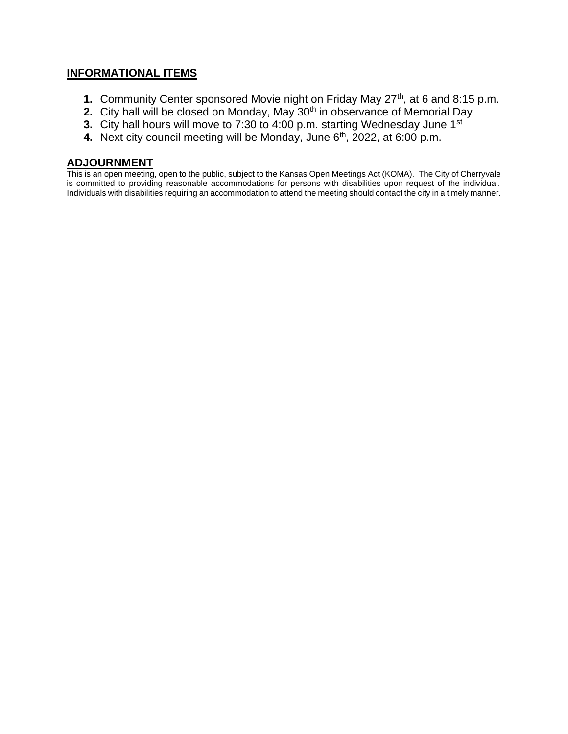## INFORMATIONAL ITEMS

1. Community Center sponsored Movie night on Friday May 27th, at 6 and 8:15 p.m.
2. City hall will be closed on Monday, May 30th in observance of Memorial Day
3. City hall hours will move to 7:30 to 4:00 p.m. starting Wednesday June 1st
4. Next city council meeting will be Monday, June 6th, 2022, at 6:00 p.m.

## ADJOURNMENT

This is an open meeting, open to the public, subject to the Kansas Open Meetings Act (KOMA). The City of Cherryvale is committed to providing reasonable accommodations for persons with disabilities upon request of the individual. Individuals with disabilities requiring an accommodation to attend the meeting should contact the city in a timely manner.